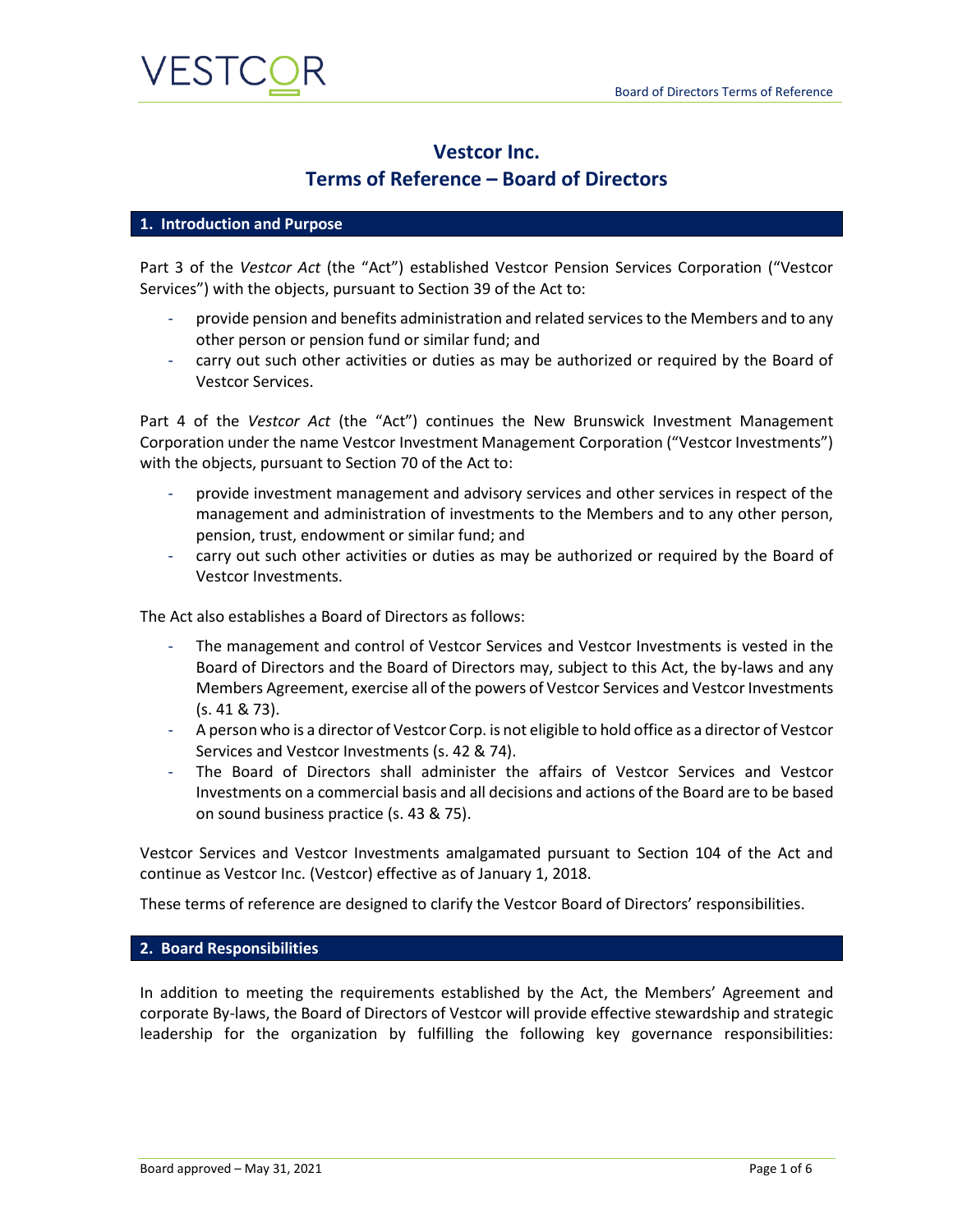# Vestcor Inc.
# Terms of Reference – Board of Directors

## 1. Introduction and Purpose

Part 3 of the *Vestcor Act* (the "Act") established Vestcor Pension Services Corporation ("Vestcor Services") with the objects, pursuant to Section 39 of the Act to:

- provide pension and benefits administration and related services to the Members and to any other person or pension fund or similar fund; and
- carry out such other activities or duties as may be authorized or required by the Board of Vestcor Services.

Part 4 of the *Vestcor Act* (the "Act") continues the New Brunswick Investment Management Corporation under the name Vestcor Investment Management Corporation ("Vestcor Investments") with the objects, pursuant to Section 70 of the Act to:

- provide investment management and advisory services and other services in respect of the management and administration of investments to the Members and to any other person, pension, trust, endowment or similar fund; and
- carry out such other activities or duties as may be authorized or required by the Board of Vestcor Investments.

The Act also establishes a Board of Directors as follows:

- The management and control of Vestcor Services and Vestcor Investments is vested in the Board of Directors and the Board of Directors may, subject to this Act, the by-laws and any Members Agreement, exercise all of the powers of Vestcor Services and Vestcor Investments (s. 41 & 73).
- A person who is a director of Vestcor Corp. is not eligible to hold office as a director of Vestcor Services and Vestcor Investments (s. 42 & 74).
- The Board of Directors shall administer the affairs of Vestcor Services and Vestcor Investments on a commercial basis and all decisions and actions of the Board are to be based on sound business practice (s. 43 & 75).

Vestcor Services and Vestcor Investments amalgamated pursuant to Section 104 of the Act and continue as Vestcor Inc. (Vestcor) effective as of January 1, 2018.

These terms of reference are designed to clarify the Vestcor Board of Directors' responsibilities.

## 2. Board Responsibilities

In addition to meeting the requirements established by the Act, the Members' Agreement and corporate By-laws, the Board of Directors of Vestcor will provide effective stewardship and strategic leadership for the organization by fulfilling the following key governance responsibilities:

Board approved – May 31, 2021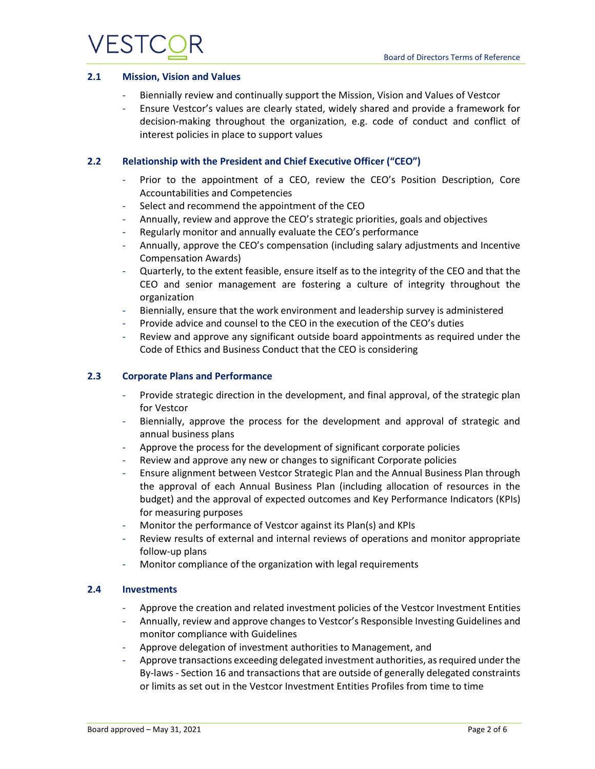### 2.1 Mission, Vision and Values

- Biennially review and continually support the Mission, Vision and Values of Vestcor
- Ensure Vestcor's values are clearly stated, widely shared and provide a framework for decision-making throughout the organization, e.g. code of conduct and conflict of interest policies in place to support values

### 2.2 Relationship with the President and Chief Executive Officer ("CEO")

- Prior to the appointment of a CEO, review the CEO's Position Description, Core Accountabilities and Competencies
- Select and recommend the appointment of the CEO
- Annually, review and approve the CEO's strategic priorities, goals and objectives
- Regularly monitor and annually evaluate the CEO's performance
- Annually, approve the CEO's compensation (including salary adjustments and Incentive Compensation Awards)
- Quarterly, to the extent feasible, ensure itself as to the integrity of the CEO and that the CEO and senior management are fostering a culture of integrity throughout the organization
- Biennially, ensure that the work environment and leadership survey is administered
- Provide advice and counsel to the CEO in the execution of the CEO's duties
- Review and approve any significant outside board appointments as required under the Code of Ethics and Business Conduct that the CEO is considering

### 2.3 Corporate Plans and Performance

- Provide strategic direction in the development, and final approval, of the strategic plan for Vestcor
- Biennially, approve the process for the development and approval of strategic and annual business plans
- Approve the process for the development of significant corporate policies
- Review and approve any new or changes to significant Corporate policies
- Ensure alignment between Vestcor Strategic Plan and the Annual Business Plan through the approval of each Annual Business Plan (including allocation of resources in the budget) and the approval of expected outcomes and Key Performance Indicators (KPIs) for measuring purposes
- Monitor the performance of Vestcor against its Plan(s) and KPIs
- Review results of external and internal reviews of operations and monitor appropriate follow-up plans
- Monitor compliance of the organization with legal requirements

### 2.4 Investments

- Approve the creation and related investment policies of the Vestcor Investment Entities
- Annually, review and approve changes to Vestcor's Responsible Investing Guidelines and monitor compliance with Guidelines
- Approve delegation of investment authorities to Management, and
- Approve transactions exceeding delegated investment authorities, as required under the By-laws - Section 16 and transactions that are outside of generally delegated constraints or limits as set out in the Vestcor Investment Entities Profiles from time to time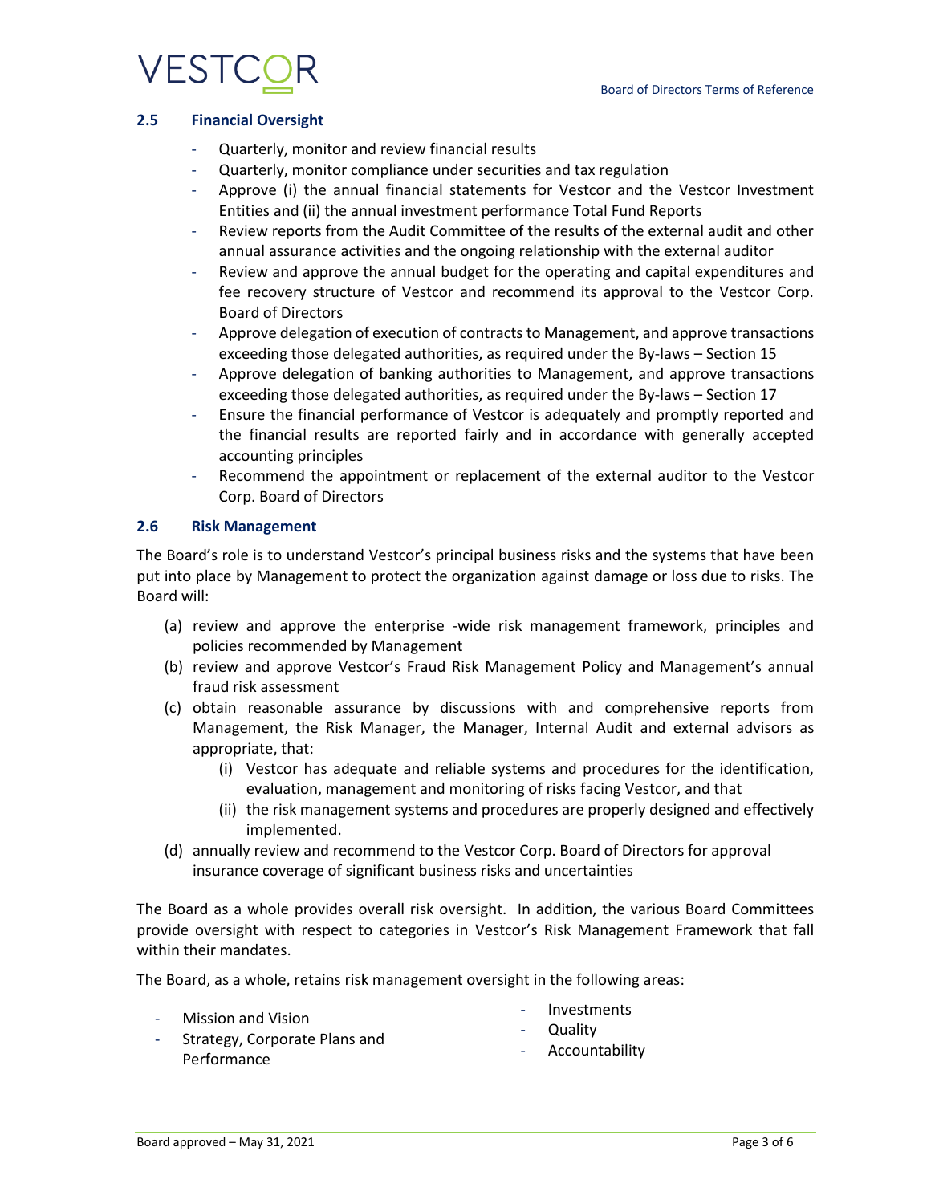### 2.5 Financial Oversight

- Quarterly, monitor and review financial results
- Quarterly, monitor compliance under securities and tax regulation
- Approve (i) the annual financial statements for Vestcor and the Vestcor Investment Entities and (ii) the annual investment performance Total Fund Reports
- Review reports from the Audit Committee of the results of the external audit and other annual assurance activities and the ongoing relationship with the external auditor
- Review and approve the annual budget for the operating and capital expenditures and fee recovery structure of Vestcor and recommend its approval to the Vestcor Corp. Board of Directors
- Approve delegation of execution of contracts to Management, and approve transactions exceeding those delegated authorities, as required under the By-laws – Section 15
- Approve delegation of banking authorities to Management, and approve transactions exceeding those delegated authorities, as required under the By-laws – Section 17
- Ensure the financial performance of Vestcor is adequately and promptly reported and the financial results are reported fairly and in accordance with generally accepted accounting principles
- Recommend the appointment or replacement of the external auditor to the Vestcor Corp. Board of Directors

### 2.6 Risk Management

The Board's role is to understand Vestcor's principal business risks and the systems that have been put into place by Management to protect the organization against damage or loss due to risks. The Board will:

(a) review and approve the enterprise -wide risk management framework, principles and policies recommended by Management

(b) review and approve Vestcor's Fraud Risk Management Policy and Management's annual fraud risk assessment

(c) obtain reasonable assurance by discussions with and comprehensive reports from Management, the Risk Manager, the Manager, Internal Audit and external advisors as appropriate, that:

  (i) Vestcor has adequate and reliable systems and procedures for the identification, evaluation, management and monitoring of risks facing Vestcor, and that

  (ii) the risk management systems and procedures are properly designed and effectively implemented.

(d) annually review and recommend to the Vestcor Corp. Board of Directors for approval insurance coverage of significant business risks and uncertainties

The Board as a whole provides overall risk oversight. In addition, the various Board Committees provide oversight with respect to categories in Vestcor's Risk Management Framework that fall within their mandates.

The Board, as a whole, retains risk management oversight in the following areas:

- Mission and Vision
- Strategy, Corporate Plans and Performance
- Investments
- Quality
- Accountability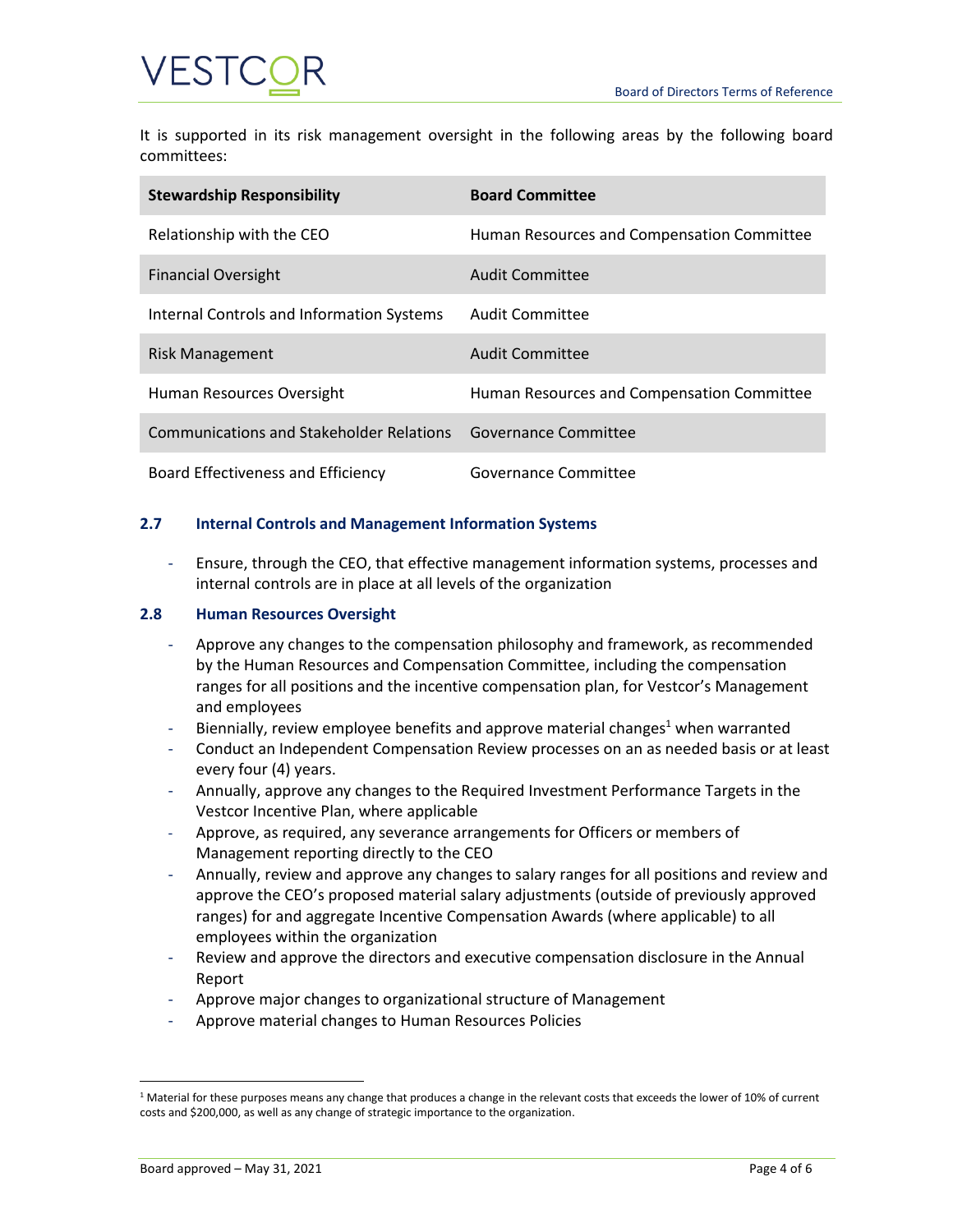It is supported in its risk management oversight in the following areas by the following board committees:

| Stewardship Responsibility | Board Committee |
| --- | --- |
| Relationship with the CEO | Human Resources and Compensation Committee |
| Financial Oversight | Audit Committee |
| Internal Controls and Information Systems | Audit Committee |
| Risk Management | Audit Committee |
| Human Resources Oversight | Human Resources and Compensation Committee |
| Communications and Stakeholder Relations | Governance Committee |
| Board Effectiveness and Efficiency | Governance Committee |

### 2.7 Internal Controls and Management Information Systems

- Ensure, through the CEO, that effective management information systems, processes and internal controls are in place at all levels of the organization

### 2.8 Human Resources Oversight

- Approve any changes to the compensation philosophy and framework, as recommended by the Human Resources and Compensation Committee, including the compensation ranges for all positions and the incentive compensation plan, for Vestcor's Management and employees
- Biennially, review employee benefits and approve material changes[1] when warranted
- Conduct an Independent Compensation Review processes on an as needed basis or at least every four (4) years.
- Annually, approve any changes to the Required Investment Performance Targets in the Vestcor Incentive Plan, where applicable
- Approve, as required, any severance arrangements for Officers or members of Management reporting directly to the CEO
- Annually, review and approve any changes to salary ranges for all positions and review and approve the CEO's proposed material salary adjustments (outside of previously approved ranges) for and aggregate Incentive Compensation Awards (where applicable) to all employees within the organization
- Review and approve the directors and executive compensation disclosure in the Annual Report
- Approve major changes to organizational structure of Management
- Approve material changes to Human Resources Policies

[1] Material for these purposes means any change that produces a change in the relevant costs that exceeds the lower of 10% of current costs and $200,000, as well as any change of strategic importance to the organization.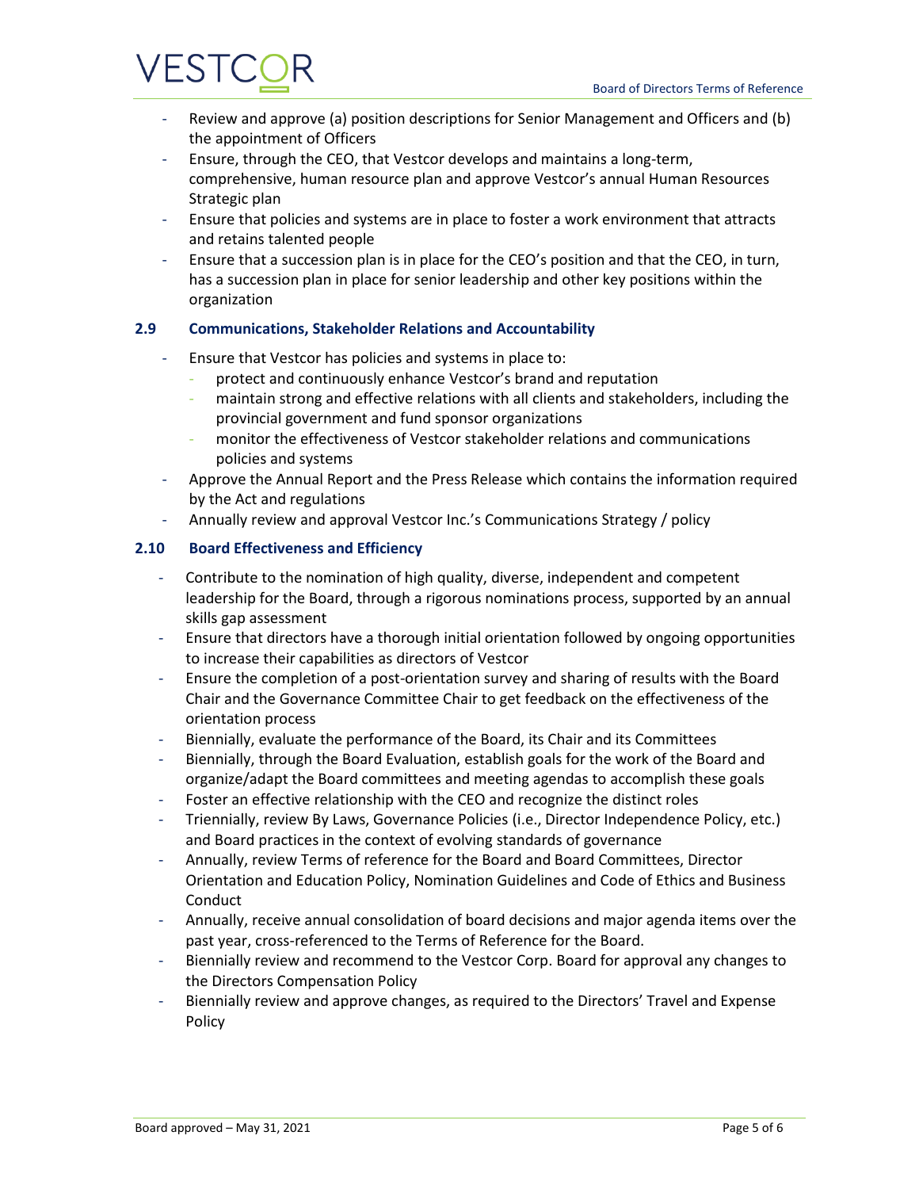- Review and approve (a) position descriptions for Senior Management and Officers and (b) the appointment of Officers
- Ensure, through the CEO, that Vestcor develops and maintains a long-term, comprehensive, human resource plan and approve Vestcor's annual Human Resources Strategic plan
- Ensure that policies and systems are in place to foster a work environment that attracts and retains talented people
- Ensure that a succession plan is in place for the CEO's position and that the CEO, in turn, has a succession plan in place for senior leadership and other key positions within the organization

### 2.9 Communications, Stakeholder Relations and Accountability

- Ensure that Vestcor has policies and systems in place to:
  - protect and continuously enhance Vestcor's brand and reputation
  - maintain strong and effective relations with all clients and stakeholders, including the provincial government and fund sponsor organizations
  - monitor the effectiveness of Vestcor stakeholder relations and communications policies and systems
- Approve the Annual Report and the Press Release which contains the information required by the Act and regulations
- Annually review and approval Vestcor Inc.'s Communications Strategy / policy

### 2.10 Board Effectiveness and Efficiency

- Contribute to the nomination of high quality, diverse, independent and competent leadership for the Board, through a rigorous nominations process, supported by an annual skills gap assessment
- Ensure that directors have a thorough initial orientation followed by ongoing opportunities to increase their capabilities as directors of Vestcor
- Ensure the completion of a post-orientation survey and sharing of results with the Board Chair and the Governance Committee Chair to get feedback on the effectiveness of the orientation process
- Biennially, evaluate the performance of the Board, its Chair and its Committees
- Biennially, through the Board Evaluation, establish goals for the work of the Board and organize/adapt the Board committees and meeting agendas to accomplish these goals
- Foster an effective relationship with the CEO and recognize the distinct roles
- Triennially, review By Laws, Governance Policies (i.e., Director Independence Policy, etc.) and Board practices in the context of evolving standards of governance
- Annually, review Terms of reference for the Board and Board Committees, Director Orientation and Education Policy, Nomination Guidelines and Code of Ethics and Business Conduct
- Annually, receive annual consolidation of board decisions and major agenda items over the past year, cross-referenced to the Terms of Reference for the Board.
- Biennially review and recommend to the Vestcor Corp. Board for approval any changes to the Directors Compensation Policy
- Biennially review and approve changes, as required to the Directors' Travel and Expense Policy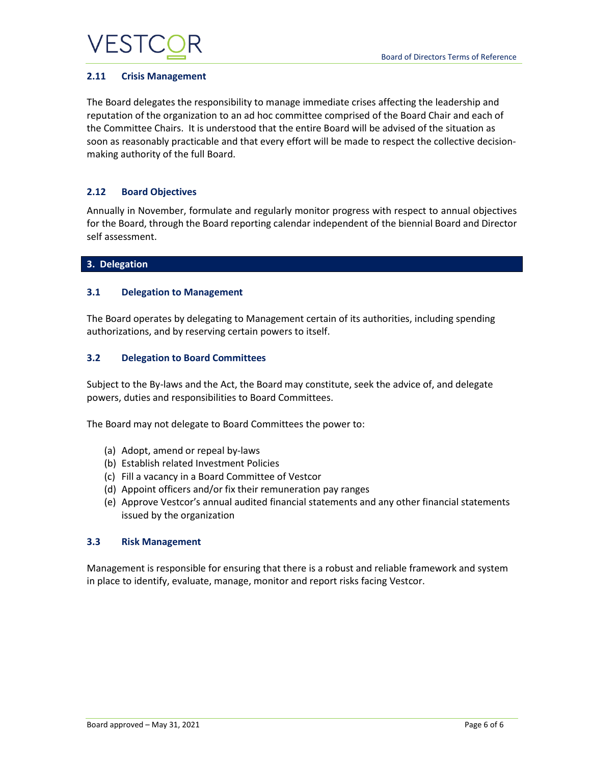### 2.11 Crisis Management

The Board delegates the responsibility to manage immediate crises affecting the leadership and reputation of the organization to an ad hoc committee comprised of the Board Chair and each of the Committee Chairs. It is understood that the entire Board will be advised of the situation as soon as reasonably practicable and that every effort will be made to respect the collective decision-making authority of the full Board.

### 2.12 Board Objectives

Annually in November, formulate and regularly monitor progress with respect to annual objectives for the Board, through the Board reporting calendar independent of the biennial Board and Director self assessment.

## 3. Delegation

### 3.1 Delegation to Management

The Board operates by delegating to Management certain of its authorities, including spending authorizations, and by reserving certain powers to itself.

### 3.2 Delegation to Board Committees

Subject to the By-laws and the Act, the Board may constitute, seek the advice of, and delegate powers, duties and responsibilities to Board Committees.

The Board may not delegate to Board Committees the power to:

(a) Adopt, amend or repeal by-laws
(b) Establish related Investment Policies
(c) Fill a vacancy in a Board Committee of Vestcor
(d) Appoint officers and/or fix their remuneration pay ranges
(e) Approve Vestcor's annual audited financial statements and any other financial statements issued by the organization

### 3.3 Risk Management

Management is responsible for ensuring that there is a robust and reliable framework and system in place to identify, evaluate, manage, monitor and report risks facing Vestcor.